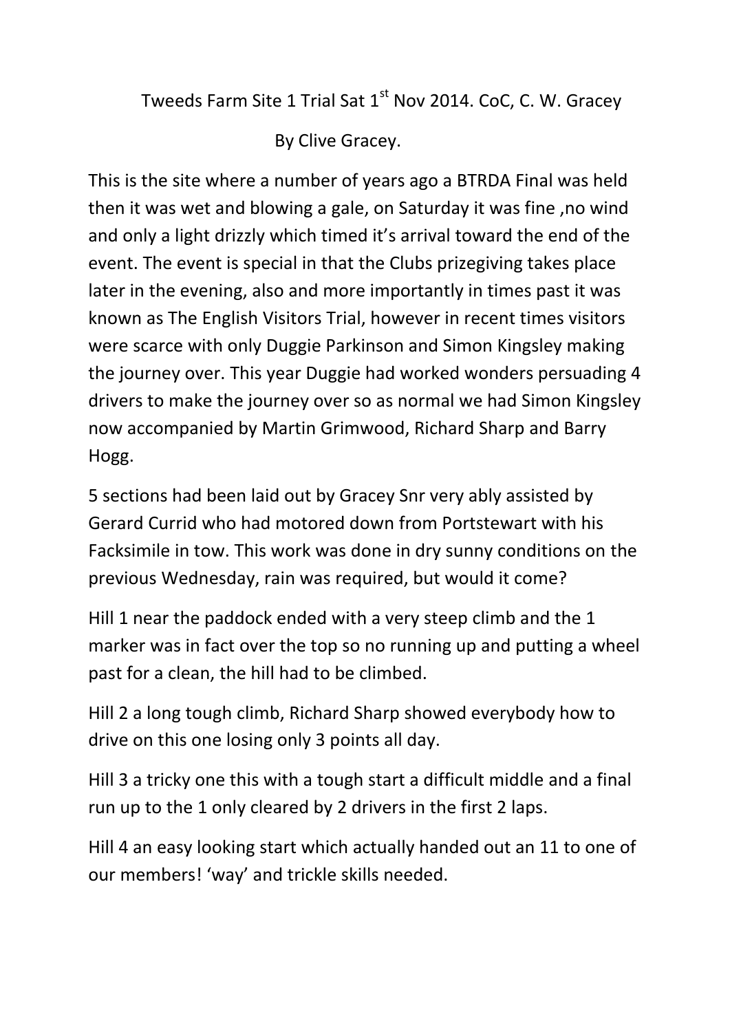Tweeds Farm Site 1 Trial Sat 1st Nov 2014. CoC, C. W. Gracey

By Clive Gracey.

This is the site where a number of years ago a BTRDA Final was held then it was wet and blowing a gale, on Saturday it was fine ,no wind and only a light drizzly which timed it's arrival toward the end of the event. The event is special in that the Clubs prizegiving takes place later in the evening, also and more importantly in times past it was known as The English Visitors Trial, however in recent times visitors were scarce with only Duggie Parkinson and Simon Kingsley making the journey over. This year Duggie had worked wonders persuading 4 drivers to make the journey over so as normal we had Simon Kingsley now accompanied by Martin Grimwood, Richard Sharp and Barry Hogg.

5 sections had been laid out by Gracey Snr very ably assisted by Gerard Currid who had motored down from Portstewart with his Facksimile in tow. This work was done in dry sunny conditions on the previous Wednesday, rain was required, but would it come?

Hill 1 near the paddock ended with a very steep climb and the 1 marker was in fact over the top so no running up and putting a wheel past for a clean, the hill had to be climbed.

Hill 2 a long tough climb, Richard Sharp showed everybody how to drive on this one losing only 3 points all day.

Hill 3 a tricky one this with a tough start a difficult middle and a final run up to the 1 only cleared by 2 drivers in the first 2 laps.

Hill 4 an easy looking start which actually handed out an 11 to one of our members! 'way' and trickle skills needed.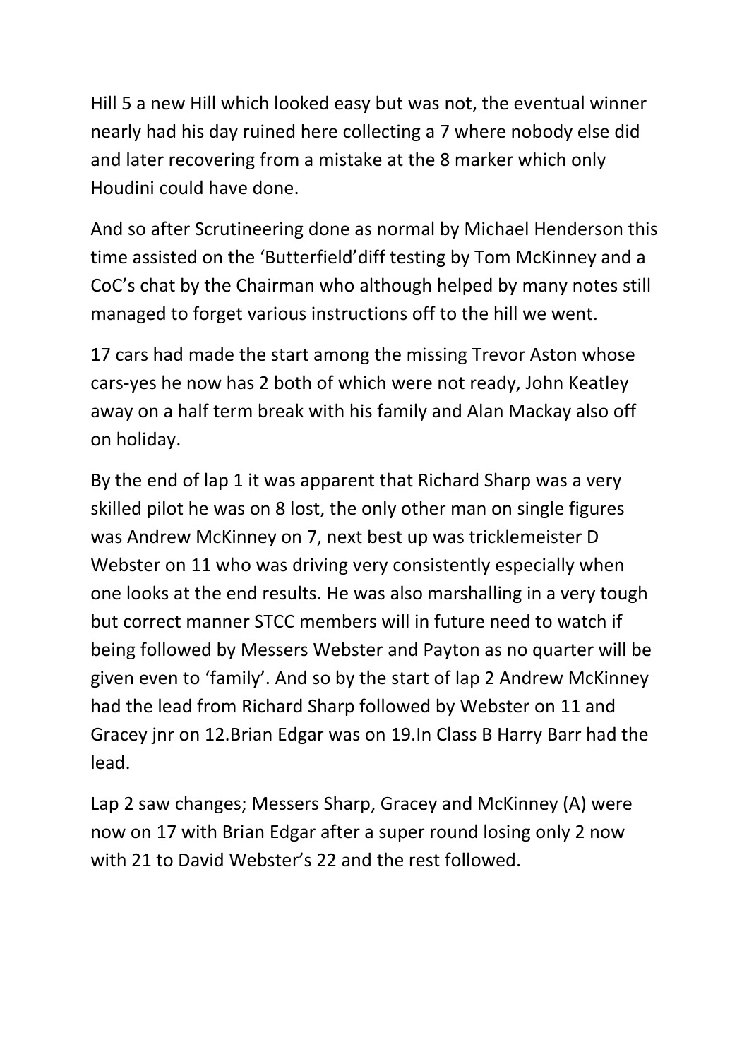Hill 5 a new Hill which looked easy but was not, the eventual winner nearly had his day ruined here collecting a 7 where nobody else did and later recovering from a mistake at the 8 marker which only Houdini could have done.

And so after Scrutineering done as normal by Michael Henderson this time assisted on the 'Butterfield'diff testing by Tom McKinney and a CoC's chat by the Chairman who although helped by many notes still managed to forget various instructions off to the hill we went.

17 cars had made the start among the missing Trevor Aston whose cars-yes he now has 2 both of which were not ready, John Keatley away on a half term break with his family and Alan Mackay also off on holiday.

By the end of lap 1 it was apparent that Richard Sharp was a very skilled pilot he was on 8 lost, the only other man on single figures was Andrew McKinney on 7, next best up was tricklemeister D Webster on 11 who was driving very consistently especially when one looks at the end results. He was also marshalling in a very tough but correct manner STCC members will in future need to watch if being followed by Messers Webster and Payton as no quarter will be given even to 'family'. And so by the start of lap 2 Andrew McKinney had the lead from Richard Sharp followed by Webster on 11 and Gracey jnr on 12.Brian Edgar was on 19.In Class B Harry Barr had the lead.

Lap 2 saw changes; Messers Sharp, Gracey and McKinney (A) were now on 17 with Brian Edgar after a super round losing only 2 now with 21 to David Webster's 22 and the rest followed.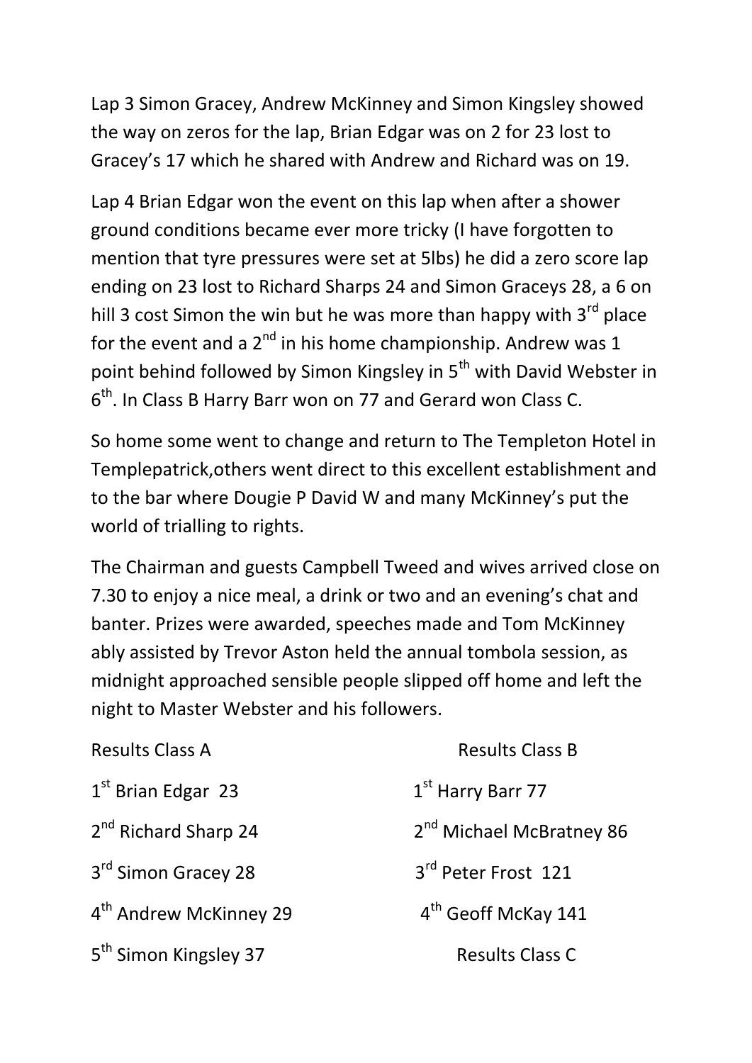Lap 3 Simon Gracey, Andrew McKinney and Simon Kingsley showed the way on zeros for the lap, Brian Edgar was on 2 for 23 lost to Gracey's 17 which he shared with Andrew and Richard was on 19.

Lap 4 Brian Edgar won the event on this lap when after a shower ground conditions became ever more tricky (I have forgotten to mention that tyre pressures were set at 5lbs) he did a zero score lap ending on 23 lost to Richard Sharps 24 and Simon Graceys 28, a 6 on hill 3 cost Simon the win but he was more than happy with 3rd place for the event and a 2nd in his home championship. Andrew was 1 point behind followed by Simon Kingsley in 5th with David Webster in 6th. In Class B Harry Barr won on 77 and Gerard won Class C.

So home some went to change and return to The Templeton Hotel in Templepatrick,others went direct to this excellent establishment and to the bar where Dougie P David W and many McKinney's put the world of trialling to rights.

The Chairman and guests Campbell Tweed and wives arrived close on 7.30 to enjoy a nice meal, a drink or two and an evening's chat and banter. Prizes were awarded, speeches made and Tom McKinney ably assisted by Trevor Aston held the annual tombola session, as midnight approached sensible people slipped off home and left the night to Master Webster and his followers.

| Results Class A | Results Class B |
|---|---|
| 1st Brian Edgar 23 | 1st Harry Barr 77 |
| 2nd Richard Sharp 24 | 2nd Michael McBratney 86 |
| 3rd Simon Gracey 28 | 3rd Peter Frost 121 |
| 4th Andrew McKinney 29 | 4th Geoff McKay 141 |
| 5th Simon Kingsley 37 | Results Class C |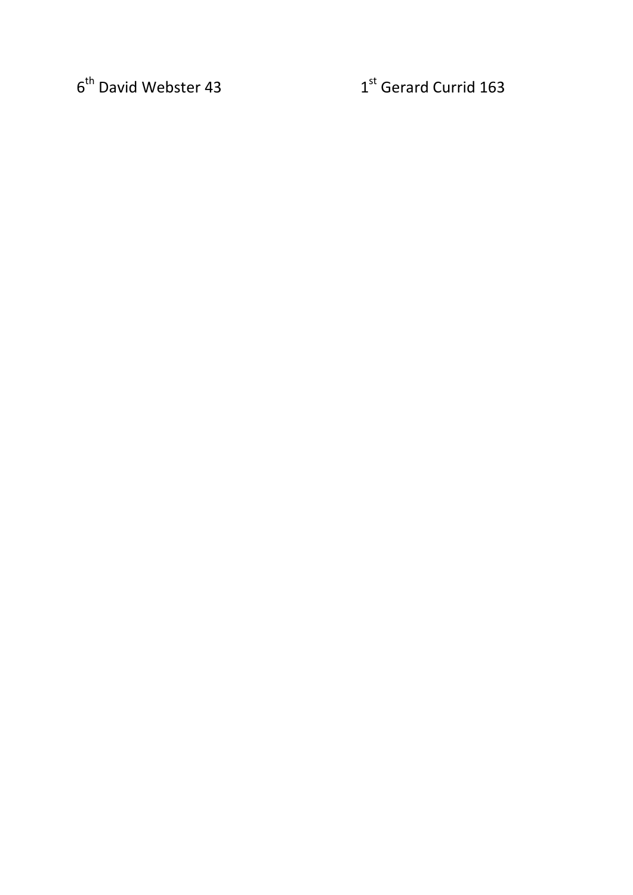6th David Webster 43

1st Gerard Currid 163